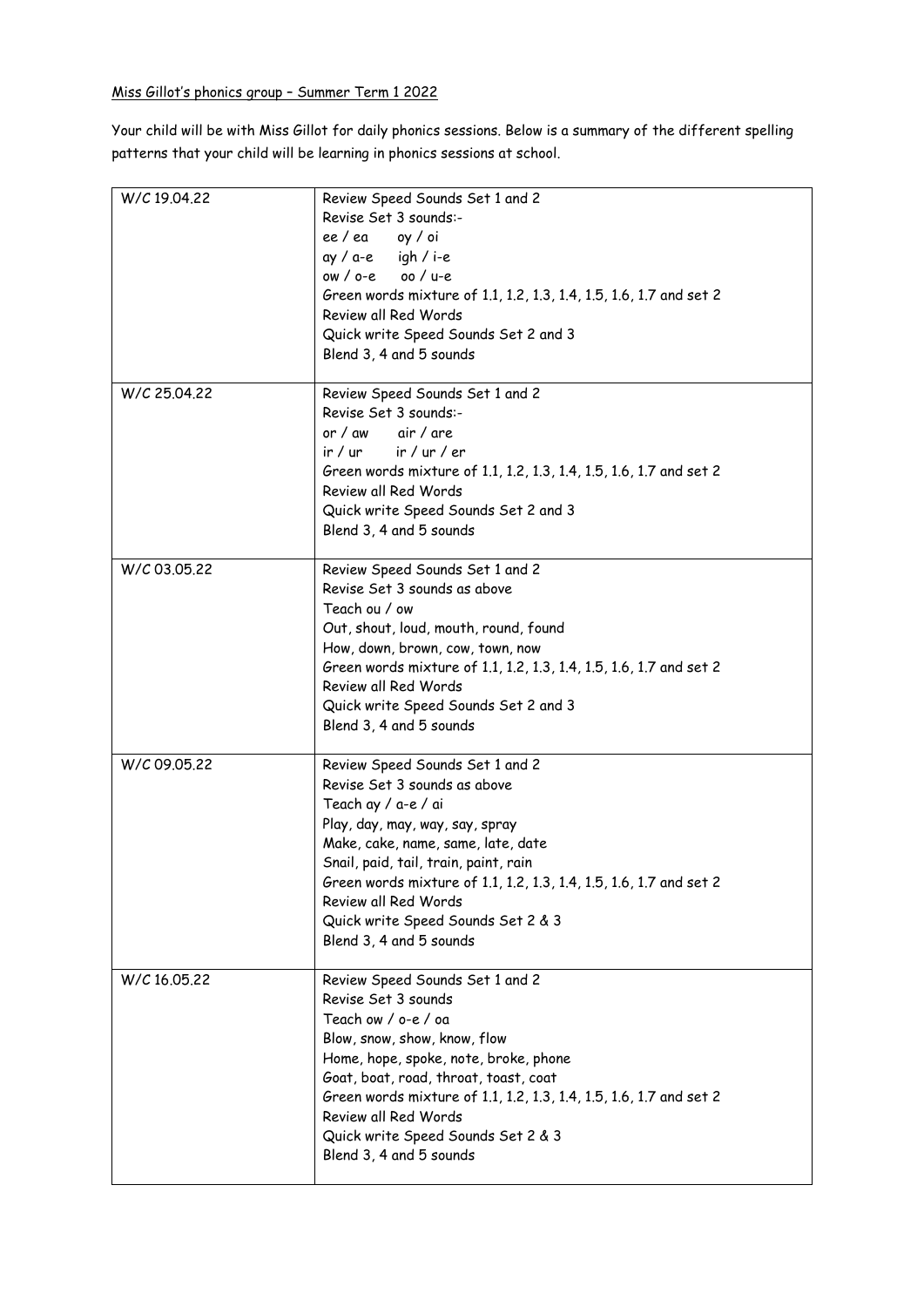Miss Gillot's phonics group – Summer Term 1 2022

Your child will be with Miss Gillot for daily phonics sessions. Below is a summary of the different spelling patterns that your child will be learning in phonics sessions at school.

| | |
|---|---|
| W/C 19.04.22 | Review Speed Sounds Set 1 and 2<br>Revise Set 3 sounds:-<br>ee / ea     oy / oi<br>ay / a-e     igh / i-e<br>ow / o-e     oo / u-e<br>Green words mixture of 1.1, 1.2, 1.3, 1.4, 1.5, 1.6, 1.7 and set 2<br>Review all Red Words<br>Quick write Speed Sounds Set 2 and 3<br>Blend 3, 4 and 5 sounds |
| W/C 25.04.22 | Review Speed Sounds Set 1 and 2<br>Revise Set 3 sounds:-<br>or / aw     air / are<br>ir / ur     ir / ur / er<br>Green words mixture of 1.1, 1.2, 1.3, 1.4, 1.5, 1.6, 1.7 and set 2<br>Review all Red Words<br>Quick write Speed Sounds Set 2 and 3<br>Blend 3, 4 and 5 sounds |
| W/C 03.05.22 | Review Speed Sounds Set 1 and 2<br>Revise Set 3 sounds as above<br>Teach ou / ow<br>Out, shout, loud, mouth, round, found<br>How, down, brown, cow, town, now<br>Green words mixture of 1.1, 1.2, 1.3, 1.4, 1.5, 1.6, 1.7 and set 2<br>Review all Red Words<br>Quick write Speed Sounds Set 2 and 3<br>Blend 3, 4 and 5 sounds |
| W/C 09.05.22 | Review Speed Sounds Set 1 and 2<br>Revise Set 3 sounds as above<br>Teach ay / a-e / ai<br>Play, day, may, way, say, spray<br>Make, cake, name, same, late, date<br>Snail, paid, tail, train, paint, rain<br>Green words mixture of 1.1, 1.2, 1.3, 1.4, 1.5, 1.6, 1.7 and set 2<br>Review all Red Words<br>Quick write Speed Sounds Set 2 & 3<br>Blend 3, 4 and 5 sounds |
| W/C 16.05.22 | Review Speed Sounds Set 1 and 2<br>Revise Set 3 sounds<br>Teach ow / o-e / oa<br>Blow, snow, show, know, flow<br>Home, hope, spoke, note, broke, phone<br>Goat, boat, road, throat, toast, coat<br>Green words mixture of 1.1, 1.2, 1.3, 1.4, 1.5, 1.6, 1.7 and set 2<br>Review all Red Words<br>Quick write Speed Sounds Set 2 & 3<br>Blend 3, 4 and 5 sounds |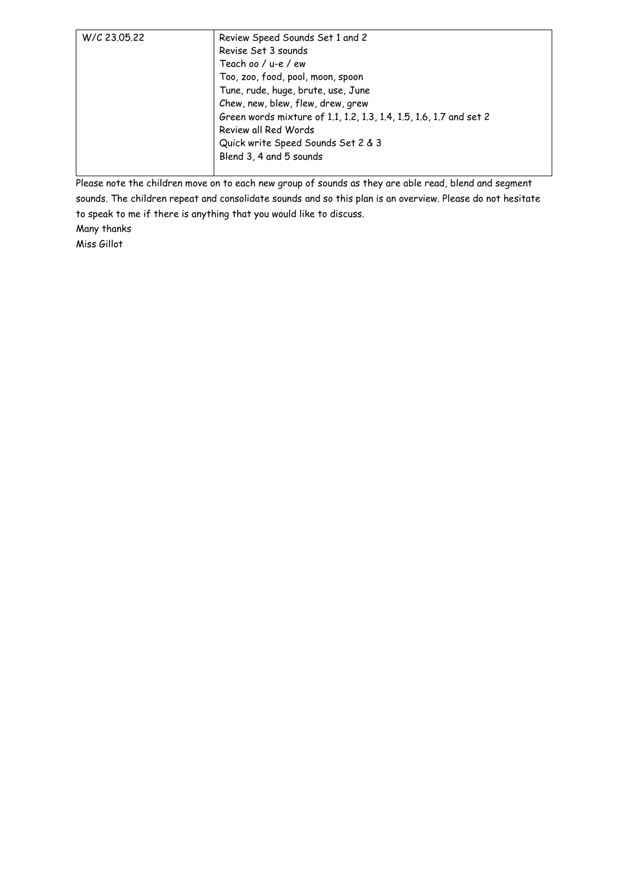| | |
|---|---|
| W/C 23.05.22 | Review Speed Sounds Set 1 and 2<br>Revise Set 3 sounds<br>Teach oo / u-e / ew<br>Too, zoo, food, pool, moon, spoon<br>Tune, rude, huge, brute, use, June<br>Chew, new, blew, flew, drew, grew<br>Green words mixture of 1.1, 1.2, 1.3, 1.4, 1.5, 1.6, 1.7 and set 2<br>Review all Red Words<br>Quick write Speed Sounds Set 2 & 3<br>Blend 3, 4 and 5 sounds |

Please note the children move on to each new group of sounds as they are able read, blend and segment sounds. The children repeat and consolidate sounds and so this plan is an overview. Please do not hesitate to speak to me if there is anything that you would like to discuss.

Many thanks

Miss Gillot